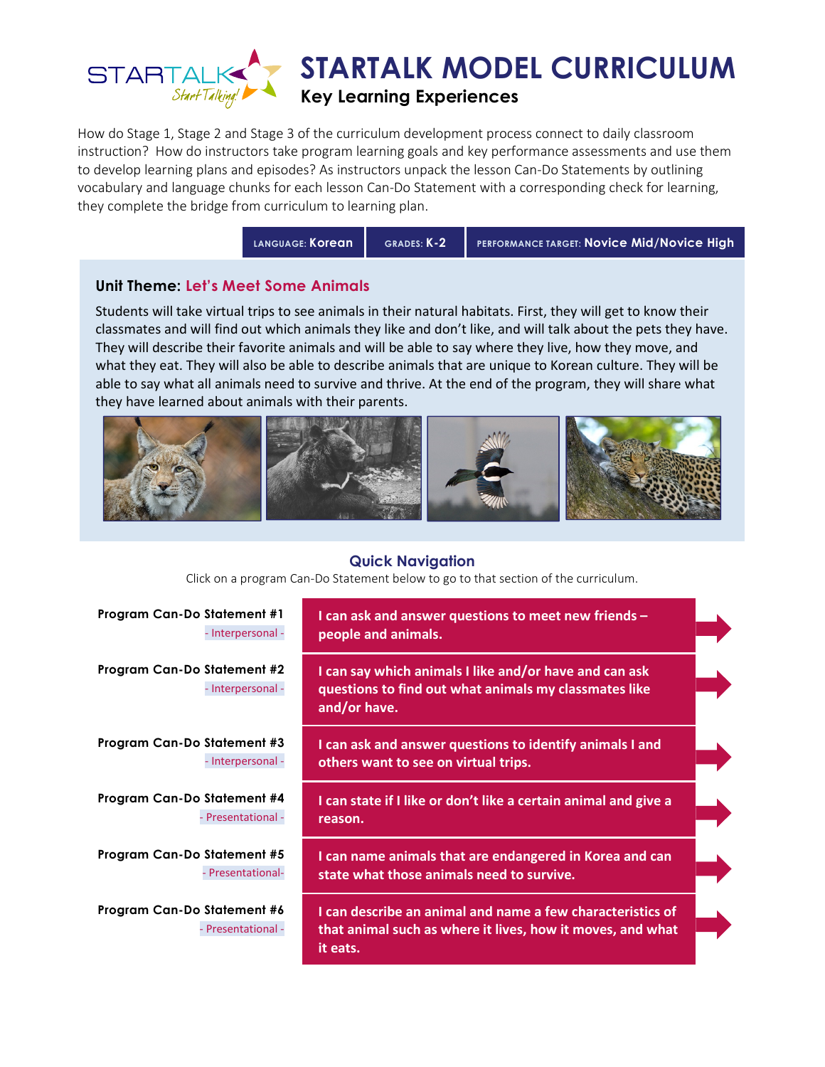# STARTALK MODEL CURRICULUM

## Key Learning Experiences

How do Stage 1, Stage 2 and Stage 3 of the curriculum development process connect to daily classroom instruction? How do instructors take program learning goals and key performance assessments and use them to develop learning plans and episodes? As instructors unpack the lesson Can-Do Statements by outlining vocabulary and language chunks for each lesson Can-Do Statement with a corresponding check for learning, they complete the bridge from curriculum to learning plan.

| LANGUAGE: Korean | GRADES: K-2 | PERFORMANCE TARGET: Novice Mid/Novice High |
|---|---|---|

### Unit Theme: Let's Meet Some Animals

Students will take virtual trips to see animals in their natural habitats. First, they will get to know their classmates and will find out which animals they like and don't like, and will talk about the pets they have. They will describe their favorite animals and will be able to say where they live, how they move, and what they eat. They will also be able to describe animals that are unique to Korean culture. They will be able to say what all animals need to survive and thrive. At the end of the program, they will share what they have learned about animals with their parents.

### Quick Navigation

Click on a program Can-Do Statement below to go to that section of the curriculum.

| Program Can-Do Statement | |
|---|---|
| **Program Can-Do Statement #1** - Interpersonal - | **I can ask and answer questions to meet new friends – people and animals.** |
| **Program Can-Do Statement #2** - Interpersonal - | **I can say which animals I like and/or have and can ask questions to find out what animals my classmates like and/or have.** |
| **Program Can-Do Statement #3** - Interpersonal - | **I can ask and answer questions to identify animals I and others want to see on virtual trips.** |
| **Program Can-Do Statement #4** - Presentational - | **I can state if I like or don't like a certain animal and give a reason.** |
| **Program Can-Do Statement #5** - Presentational- | **I can name animals that are endangered in Korea and can state what those animals need to survive.** |
| **Program Can-Do Statement #6** - Presentational - | **I can describe an animal and name a few characteristics of that animal such as where it lives, how it moves, and what it eats.** |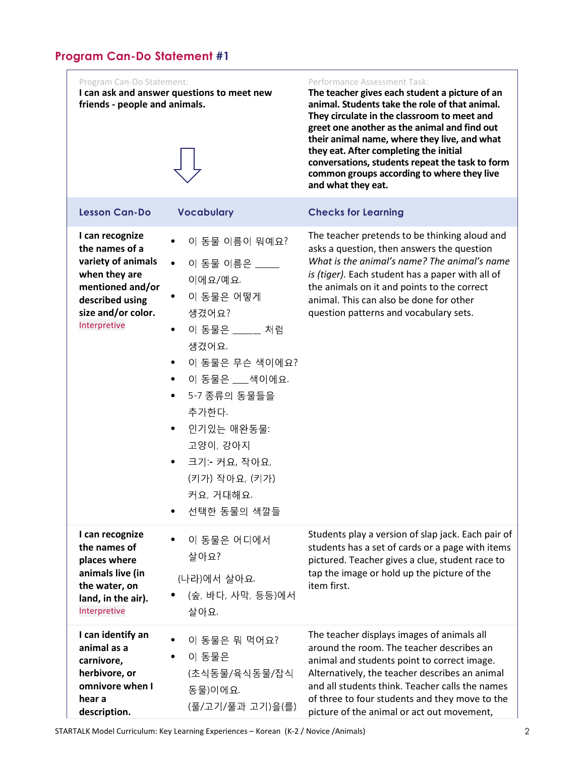## Program Can-Do Statement #1

| Program Can-Do Statement: | | Performance Assessment Task: |
|---|---|---|
| **I can ask and answer questions to meet new friends - people and animals.** ⇩ | | **The teacher gives each student a picture of an animal. Students take the role of that animal. They circulate in the classroom to meet and greet one another as the animal and find out their animal name, where they live, and what they eat. After completing the initial conversations, students repeat the task to form common groups according to where they live and what they eat.** |
| **Lesson Can-Do** | **Vocabulary** | **Checks for Learning** |
| **I can recognize the names of a variety of animals when they are mentioned and/or described using size and/or color.** Interpretive | • 이 동물 이름이 뭐예요?<br>• 이 동물 이름은 _____ 이에요/예요.<br>• 이 동물은 어떻게 생겼어요?<br>• 이 동물은 _____ 처럼 생겼어요.<br>• 이 동물은 무슨 색이에요?<br>• 이 동물은 ___색이에요.<br>• 5-7 종류의 동물들을 추가한다.<br>• 인기있는 애완동물: 고양이, 강아지<br>• 크기:- 커요, 작아요, (키가) 작아요, (키가) 커요, 거대해요.<br>• 선택한 동물의 색깔들 | The teacher pretends to be thinking aloud and asks a question, then answers the question *What is the animal's name? The animal's name is (tiger).* Each student has a paper with all of the animals on it and points to the correct animal. This can also be done for other question patterns and vocabulary sets. |
| **I can recognize the names of places where animals live (in the water, on land, in the air).** Interpretive | • 이 동물은 어디에서 살아요?<br>(나라)에서 살아요.<br>• (숲, 바다, 사막, 등등)에서 살아요. | Students play a version of slap jack. Each pair of students has a set of cards or a page with items pictured. Teacher gives a clue, student race to tap the image or hold up the picture of the item first. |
| **I can identify an animal as a carnivore, herbivore, or omnivore when I hear a description.** | • 이 동물은 뭐 먹어요?<br>• 이 동물은 (초식동물/육식동물/잡식동물)이에요.<br>(풀/고기/풀과 고기)을(를) | The teacher displays images of animals all around the room. The teacher describes an animal and students point to correct image. Alternatively, the teacher describes an animal and all students think. Teacher calls the names of three to four students and they move to the picture of the animal or act out movement, |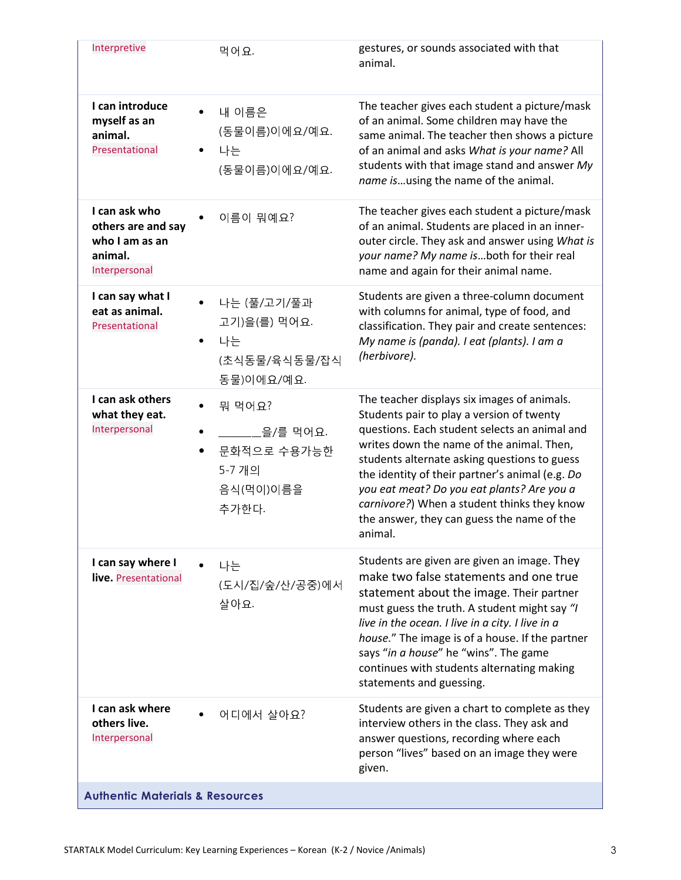| | | |
|---|---|---|
| Interpretive | 먹어요. | gestures, or sounds associated with that animal. |
| **I can introduce myself as an animal.** Presentational | • 내 이름은 (동물이름)이에요/예요. • 나는 (동물이름)이에요/예요. | The teacher gives each student a picture/mask of an animal. Some children may have the same animal. The teacher then shows a picture of an animal and asks *What is your name?* All students with that image stand and answer *My name is*…using the name of the animal. |
| **I can ask who others are and say who I am as an animal.** Interpersonal | • 이름이 뭐예요? | The teacher gives each student a picture/mask of an animal. Students are placed in an inner-outer circle. They ask and answer using *What is your name? My name is*…both for their real name and again for their animal name. |
| **I can say what I eat as animal.** Presentational | • 나는 (풀/고기/풀과 고기)을(를) 먹어요. • 나는 (초식동물/육식동물/잡식동물)이에요/예요. | Students are given a three-column document with columns for animal, type of food, and classification. They pair and create sentences: *My name is (panda). I eat (plants). I am a (herbivore).* |
| **I can ask others what they eat.** Interpersonal | • 뭐 먹어요? • ______을/를 먹어요. • 문화적으로 수용가능한 5-7 개의 음식(먹이)이름을 추가한다. | The teacher displays six images of animals. Students pair to play a version of twenty questions. Each student selects an animal and writes down the name of the animal. Then, students alternate asking questions to guess the identity of their partner's animal (e.g. *Do you eat meat? Do you eat plants? Are you a carnivore?*) When a student thinks they know the answer, they can guess the name of the animal. |
| **I can say where I live.** Presentational | • 나는 (도시/집/숲/산/공중)에서 살아요. | Students are given are given an image. They make two false statements and one true statement about the image. Their partner must guess the truth. A student might say *"I live in the ocean. I live in a city. I live in a house."* The image is of a house. If the partner says "*in a house*" he "wins". The game continues with students alternating making statements and guessing. |
| **I can ask where others live.** Interpersonal | • 어디에서 살아요? | Students are given a chart to complete as they interview others in the class. They ask and answer questions, recording where each person "lives" based on an image they were given. |

**Authentic Materials & Resources**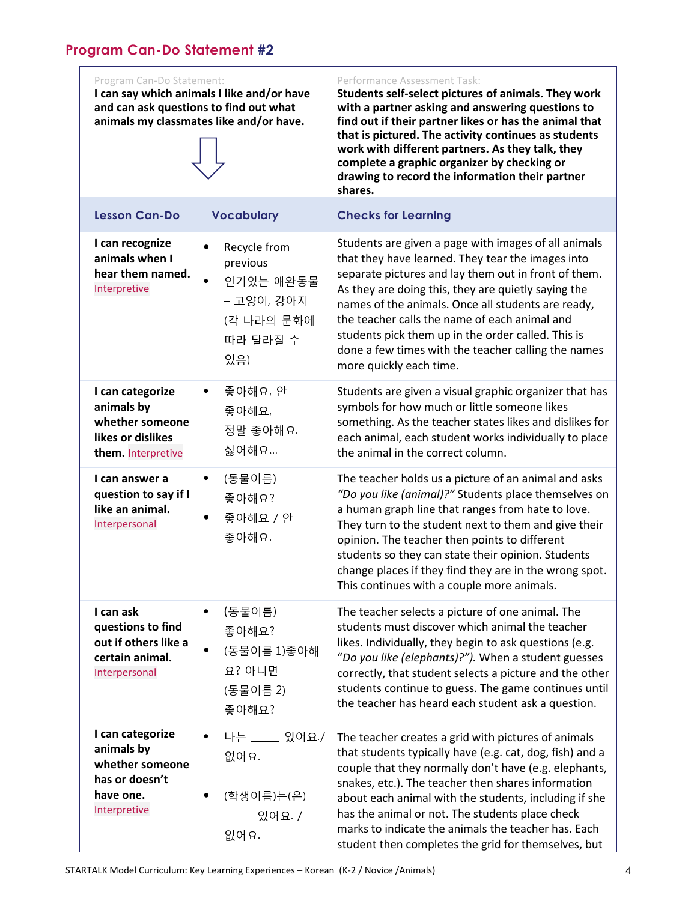## Program Can-Do Statement #2

| Program Can-Do Statement: | | Performance Assessment Task: |
|---|---|---|
| **I can say which animals I like and/or have and can ask questions to find out what animals my classmates like and/or have.** | | **Students self-select pictures of animals. They work with a partner asking and answering questions to find out if their partner likes or has the animal that is pictured. The activity continues as students work with different partners. As they talk, they complete a graphic organizer by checking or drawing to record the information their partner shares.** |
| **Lesson Can-Do** | **Vocabulary** | **Checks for Learning** |
| **I can recognize animals when I hear them named.** Interpretive | • Recycle from previous<br>• 인기있는 애완동물 – 고양이, 강아지 (각 나라의 문화에 따라 달라질 수 있음) | Students are given a page with images of all animals that they have learned. They tear the images into separate pictures and lay them out in front of them. As they are doing this, they are quietly saying the names of the animals. Once all students are ready, the teacher calls the name of each animal and students pick them up in the order called. This is done a few times with the teacher calling the names more quickly each time. |
| **I can categorize animals by whether someone likes or dislikes them.** Interpretive | • 좋아해요, 안 좋아해요, 정말 좋아해요. 싫어해요… | Students are given a visual graphic organizer that has symbols for how much or little someone likes something. As the teacher states likes and dislikes for each animal, each student works individually to place the animal in the correct column. |
| **I can answer a question to say if I like an animal.** Interpersonal | • (동물이름) 좋아해요?<br>• 좋아해요 / 안 좋아해요. | The teacher holds us a picture of an animal and asks *"Do you like (animal)?"* Students place themselves on a human graph line that ranges from hate to love. They turn to the student next to them and give their opinion. The teacher then points to different students so they can state their opinion. Students change places if they find they are in the wrong spot. This continues with a couple more animals. |
| **I can ask questions to find out if others like a certain animal.** Interpersonal | • (동물이름) 좋아해요?<br>• (동물이름 1)좋아해요? 아니면 (동물이름 2) 좋아해요? | The teacher selects a picture of one animal. The students must discover which animal the teacher likes. Individually, they begin to ask questions (e.g. "*Do you like (elephants)?")*. When a student guesses correctly, that student selects a picture and the other students continue to guess. The game continues until the teacher has heard each student ask a question. |
| **I can categorize animals by whether someone has or doesn't have one.** Interpretive | • 나는 ____ 있어요./ 없어요.<br>• (학생이름)는(은) ____ 있어요. / 없어요. | The teacher creates a grid with pictures of animals that students typically have (e.g. cat, dog, fish) and a couple that they normally don't have (e.g. elephants, snakes, etc.). The teacher then shares information about each animal with the students, including if she has the animal or not. The students place check marks to indicate the animals the teacher has. Each student then completes the grid for themselves, but |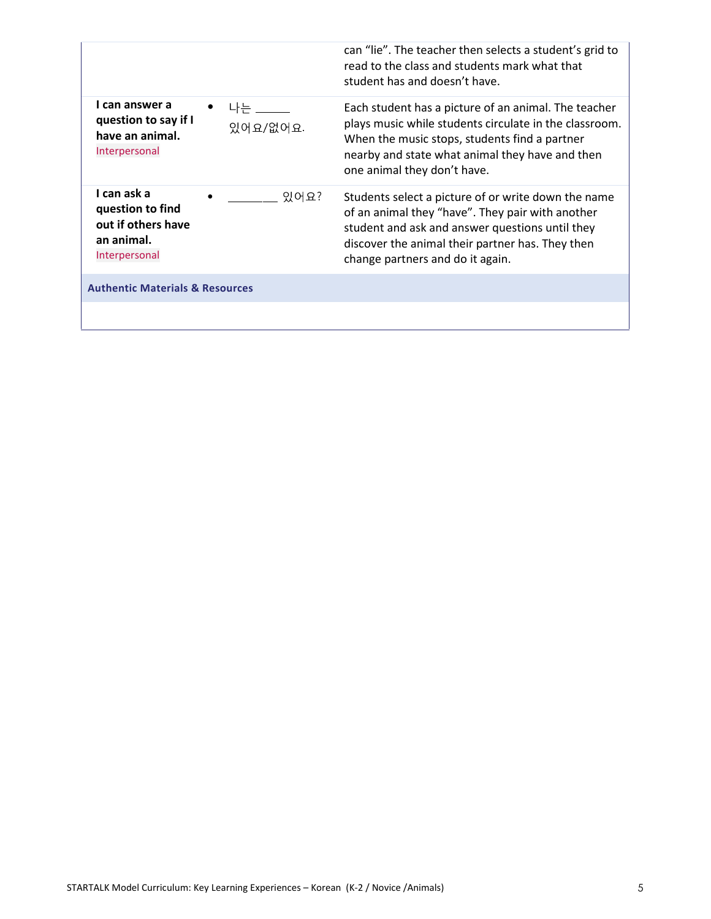| | | |
|---|---|---|
| | | can "lie". The teacher then selects a student's grid to read to the class and students mark what that student has and doesn't have. |
| **I can answer a question to say if I have an animal.** Interpersonal | • 나는 ______ 있어요/없어요. | Each student has a picture of an animal. The teacher plays music while students circulate in the classroom. When the music stops, students find a partner nearby and state what animal they have and then one animal they don't have. |
| **I can ask a question to find out if others have an animal.** Interpersonal | • ________ 있어요? | Students select a picture of or write down the name of an animal they "have". They pair with another student and ask and answer questions until they discover the animal their partner has. They then change partners and do it again. |
| **Authentic Materials & Resources** | | |
| | | |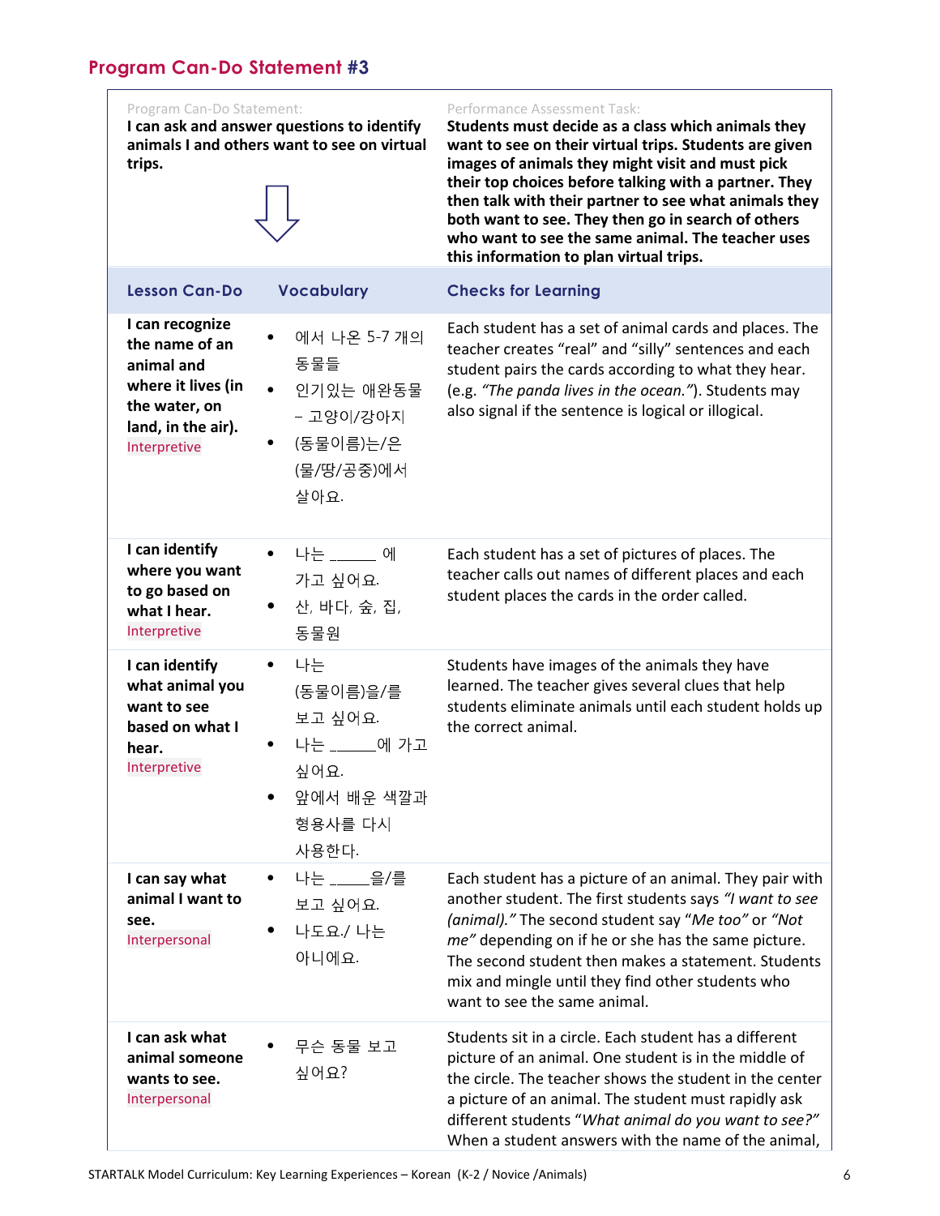## Program Can-Do Statement #3

| Program Can-Do Statement: **I can ask and answer questions to identify animals I and others want to see on virtual trips.** | | Performance Assessment Task: **Students must decide as a class which animals they want to see on their virtual trips. Students are given images of animals they might visit and must pick their top choices before talking with a partner. They then talk with their partner to see what animals they both want to see. They then go in search of others who want to see the same animal. The teacher uses this information to plan virtual trips.** |
|---|---|---|
| **Lesson Can-Do** | **Vocabulary** | **Checks for Learning** |
| **I can recognize the name of an animal and where it lives (in the water, on land, in the air).** Interpretive | • 에서 나온 5-7 개의 동물들<br>• 인기있는 애완동물 – 고양이/강아지<br>• (동물이름)는/은 (물/땅/공중)에서 살아요. | Each student has a set of animal cards and places. The teacher creates "real" and "silly" sentences and each student pairs the cards according to what they hear. (e.g. *"The panda lives in the ocean."*). Students may also signal if the sentence is logical or illogical. |
| **I can identify where you want to go based on what I hear.** Interpretive | • 나는 ______ 에 가고 싶어요.<br>• 산, 바다, 숲, 집, 동물원 | Each student has a set of pictures of places. The teacher calls out names of different places and each student places the cards in the order called. |
| **I can identify what animal you want to see based on what I hear.** Interpretive | • 나는 (동물이름)을/를 보고 싶어요.<br>• 나는 ______에 가고 싶어요.<br>• 앞에서 배운 색깔과 형용사를 다시 사용한다. | Students have images of the animals they have learned. The teacher gives several clues that help students eliminate animals until each student holds up the correct animal. |
| **I can say what animal I want to see.** Interpersonal | • 나는 _____을/를 보고 싶어요.<br>• 나도요./ 나는 아니에요. | Each student has a picture of an animal. They pair with another student. The first students says *"I want to see (animal)."* The second student say "*Me too*" or *"Not me"* depending on if he or she has the same picture. The second student then makes a statement. Students mix and mingle until they find other students who want to see the same animal. |
| **I can ask what animal someone wants to see.** Interpersonal | • 무슨 동물 보고 싶어요? | Students sit in a circle. Each student has a different picture of an animal. One student is in the middle of the circle. The teacher shows the student in the center a picture of an animal. The student must rapidly ask different students "*What animal do you want to see?"* When a student answers with the name of the animal, |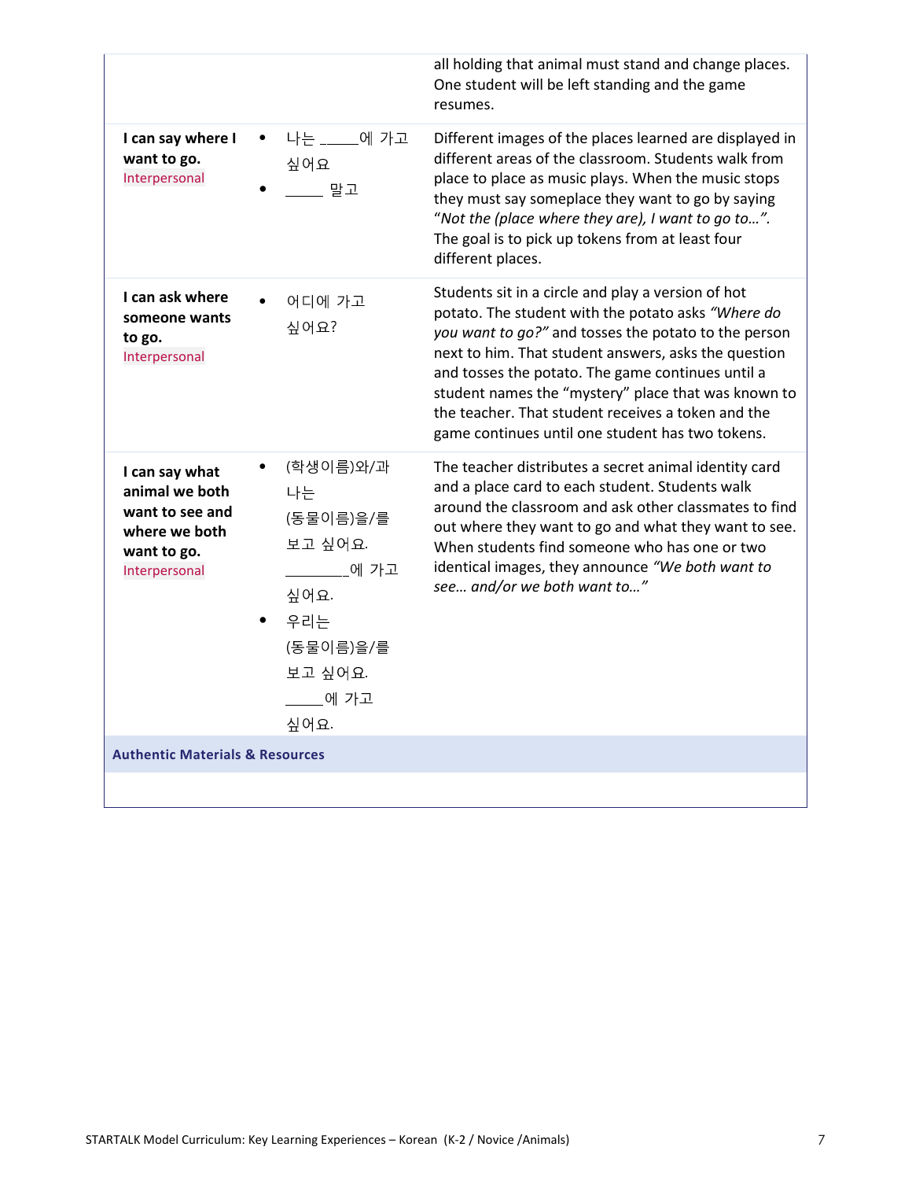| | | |
|---|---|---|
| | | all holding that animal must stand and change places. One student will be left standing and the game resumes. |
| **I can say where I want to go.** Interpersonal | • 나는 _____에 가고 싶어요<br>• _____ 말고 | Different images of the places learned are displayed in different areas of the classroom. Students walk from place to place as music plays. When the music stops they must say someplace they want to go by saying "*Not the (place where they are), I want to go to…*". The goal is to pick up tokens from at least four different places. |
| **I can ask where someone wants to go.** Interpersonal | • 어디에 가고 싶어요? | Students sit in a circle and play a version of hot potato. The student with the potato asks *"Where do you want to go?"* and tosses the potato to the person next to him. That student answers, asks the question and tosses the potato. The game continues until a student names the "mystery" place that was known to the teacher. That student receives a token and the game continues until one student has two tokens. |
| **I can say what animal we both want to see and where we both want to go.** Interpersonal | • (학생이름)와/과 나는 (동물이름)을/를 보고 싶어요. ________에 가고 싶어요.<br>• 우리는 (동물이름)을/를 보고 싶어요. _____에 가고 싶어요. | The teacher distributes a secret animal identity card and a place card to each student. Students walk around the classroom and ask other classmates to find out where they want to go and what they want to see. When students find someone who has one or two identical images, they announce *"We both want to see… and/or we both want to…"* |

**Authentic Materials & Resources**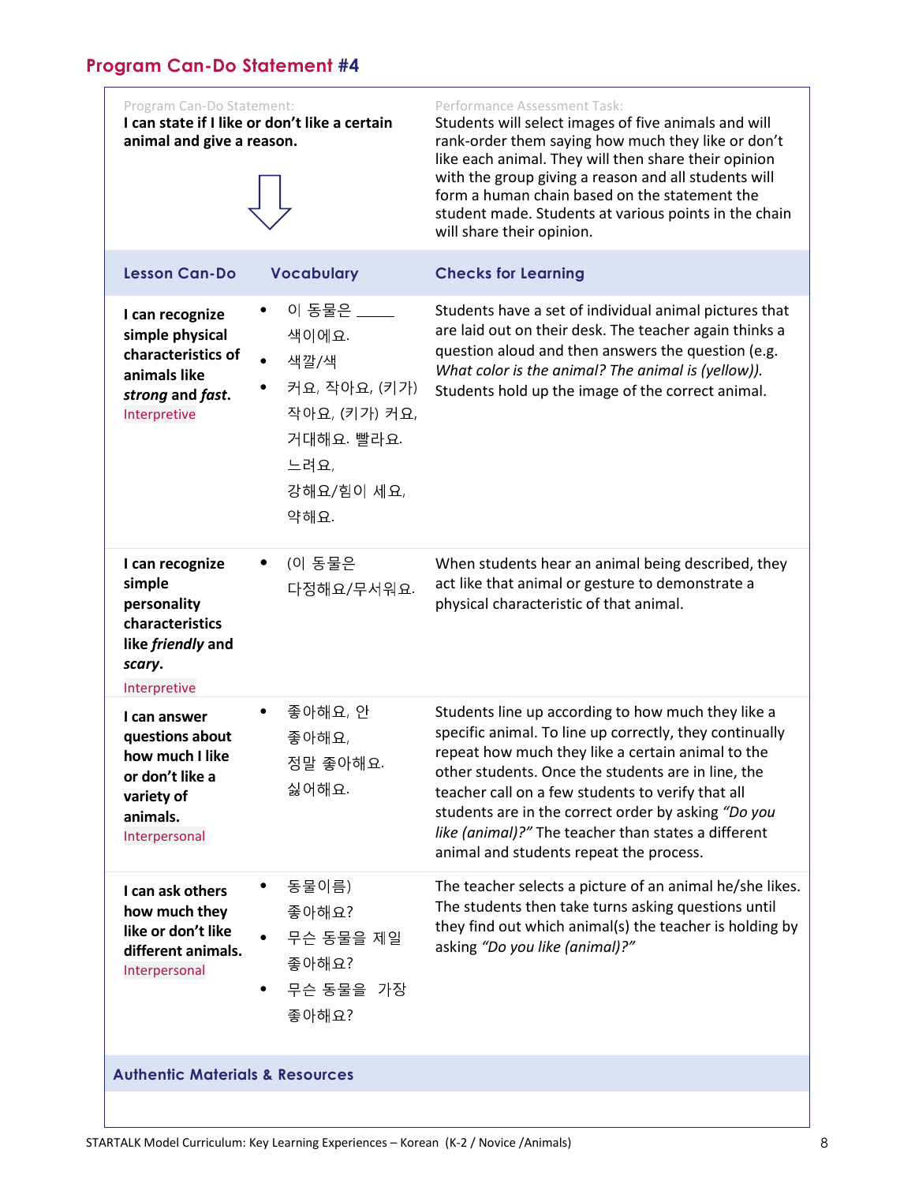## Program Can-Do Statement #4

| Program Can-Do Statement: | Performance Assessment Task: |
|---|---|
| **I can state if I like or don't like a certain animal and give a reason.** | Students will select images of five animals and will rank-order them saying how much they like or don't like each animal. They will then share their opinion with the group giving a reason and all students will form a human chain based on the statement the student made. Students at various points in the chain will share their opinion. |

| Lesson Can-Do | Vocabulary | Checks for Learning |
|---|---|---|
| **I can recognize simple physical characteristics of animals like *strong* and *fast*.** Interpretive | • 이 동물은 _____ 색이에요. • 색깔/색 • 커요, 작아요, (키가) 작아요, (키가) 커요, 거대해요. 빨라요. 느려요, 강해요/힘이 세요, 약해요. | Students have a set of individual animal pictures that are laid out on their desk. The teacher again thinks a question aloud and then answers the question (e.g. *What color is the animal? The animal is (yellow)).* Students hold up the image of the correct animal. |
| **I can recognize simple personality characteristics like *friendly* and *scary*.** Interpretive | • (이 동물은 다정해요/무서워요. | When students hear an animal being described, they act like that animal or gesture to demonstrate a physical characteristic of that animal. |
| **I can answer questions about how much I like or don't like a variety of animals.** Interpersonal | • 좋아해요, 안 좋아해요, 정말 좋아해요. 싫어해요. | Students line up according to how much they like a specific animal. To line up correctly, they continually repeat how much they like a certain animal to the other students. Once the students are in line, the teacher call on a few students to verify that all students are in the correct order by asking *"Do you like (animal)?"* The teacher than states a different animal and students repeat the process. |
| **I can ask others how much they like or don't like different animals.** Interpersonal | • 동물이름) 좋아해요? • 무슨 동물을 제일 좋아해요? • 무슨 동물을 가장 좋아해요? | The teacher selects a picture of an animal he/she likes. The students then take turns asking questions until they find out which animal(s) the teacher is holding by asking *"Do you like (animal)?"* |

**Authentic Materials & Resources**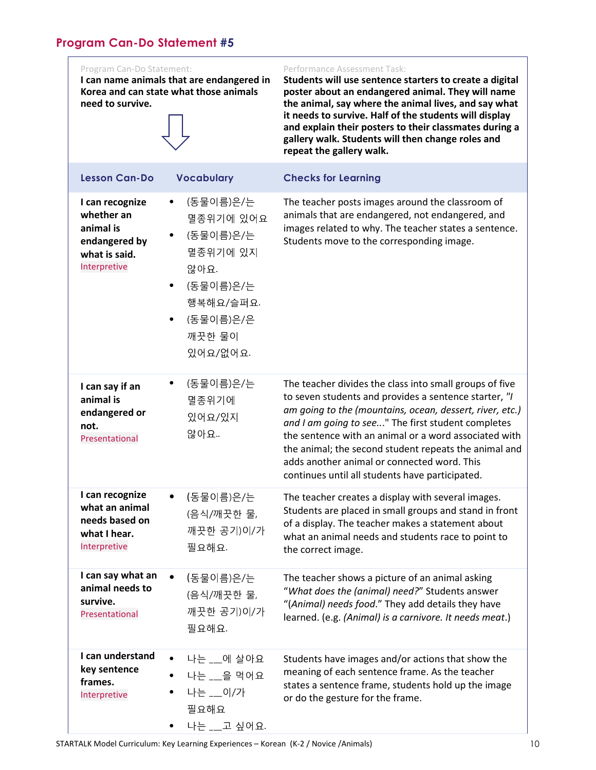## Program Can-Do Statement #5

| Program Can-Do Statement: | | Performance Assessment Task: |
|---|---|---|
| **I can name animals that are endangered in Korea and can state what those animals need to survive.** | | **Students will use sentence starters to create a digital poster about an endangered animal. They will name the animal, say where the animal lives, and say what it needs to survive. Half of the students will display and explain their posters to their classmates during a gallery walk. Students will then change roles and repeat the gallery walk.** |

| Lesson Can-Do | Vocabulary | Checks for Learning |
|---|---|---|
| **I can recognize whether an animal is endangered by what is said.** Interpretive | • (동물이름)은/는 멸종위기에 있어요 • (동물이름)은/는 멸종위기에 있지 않아요. • (동물이름)은/는 행복해요/슬퍼요. • (동물이름)은/은 깨끗한 물이 있어요/없어요. | The teacher posts images around the classroom of animals that are endangered, not endangered, and images related to why. The teacher states a sentence. Students move to the corresponding image. |
| **I can say if an animal is endangered or not.** Presentational | • (동물이름)은/는 멸종위기에 있어요/있지 않아요.. | The teacher divides the class into small groups of five to seven students and provides a sentence starter, *"I am going to the (mountains, ocean, dessert, river, etc.) and I am going to see..."* The first student completes the sentence with an animal or a word associated with the animal; the second student repeats the animal and adds another animal or connected word. This continues until all students have participated. |
| **I can recognize what an animal needs based on what I hear.** Interpretive | • (동물이름)은/는 (음식/깨끗한 물, 깨끗한 공기)이/가 필요해요. | The teacher creates a display with several images. Students are placed in small groups and stand in front of a display. The teacher makes a statement about what an animal needs and students race to point to the correct image. |
| **I can say what an animal needs to survive.** Presentational | • (동물이름)은/는 (음식/깨끗한 물, 깨끗한 공기)이/가 필요해요. | The teacher shows a picture of an animal asking "*What does the (animal) need?*" Students answer "*(Animal) needs food.*" They add details they have learned. (e.g. *(Animal) is a carnivore. It needs meat.*) |
| **I can understand key sentence frames.** Interpretive | • 나는 ___에 살아요 • 나는 ___을 먹어요 • 나는 ___이/가 필요해요 • 나는 ___고 싶어요. | Students have images and/or actions that show the meaning of each sentence frame. As the teacher states a sentence frame, students hold up the image or do the gesture for the frame. |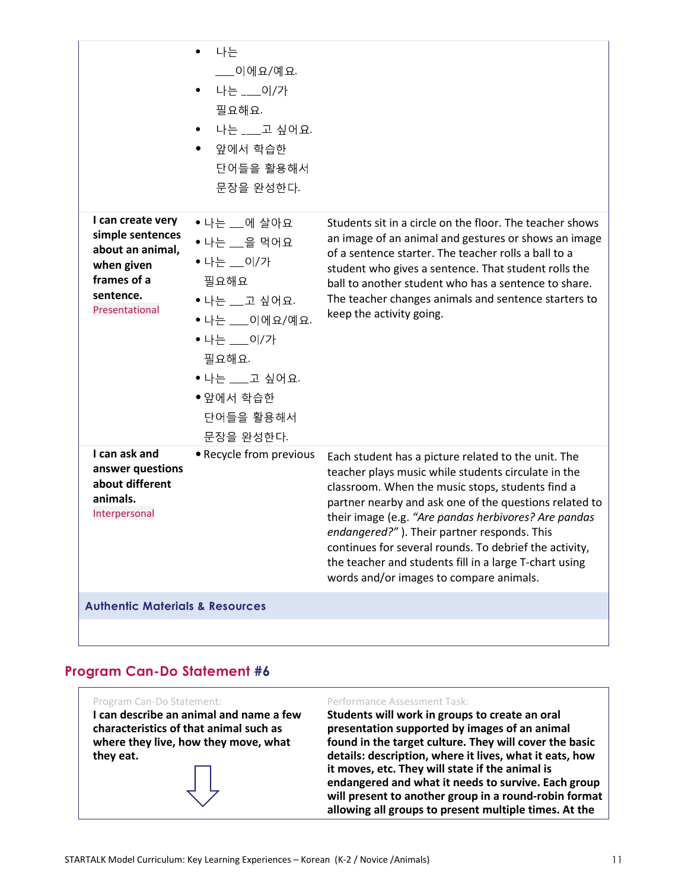| | | |
|---|---|---|
| | • 나는 ___이에요/예요.<br>• 나는 ___이/가 필요해요.<br>• 나는 ___고 싶어요.<br>• 앞에서 학습한 단어들을 활용해서 문장을 완성한다. | |
| **I can create very simple sentences about an animal, when given frames of a sentence.**<br>Presentational | • 나는 ___에 살아요<br>• 나는 ___을 먹어요<br>• 나는 ___이/가 필요해요<br>• 나는 ___고 싶어요.<br>• 나는 ___이에요/예요.<br>• 나는 ___이/가 필요해요.<br>• 나는 ___고 싶어요.<br>• 앞에서 학습한 단어들을 활용해서 문장을 완성한다. | Students sit in a circle on the floor. The teacher shows an image of an animal and gestures or shows an image of a sentence starter. The teacher rolls a ball to a student who gives a sentence. That student rolls the ball to another student who has a sentence to share. The teacher changes animals and sentence starters to keep the activity going. |
| **I can ask and answer questions about different animals.**<br>Interpersonal | • Recycle from previous | Each student has a picture related to the unit. The teacher plays music while students circulate in the classroom. When the music stops, students find a partner nearby and ask one of the questions related to their image (e.g. *"Are pandas herbivores? Are pandas endangered?"* ). Their partner responds. This continues for several rounds. To debrief the activity, the teacher and students fill in a large T-chart using words and/or images to compare animals. |

**Authentic Materials & Resources**

## Program Can-Do Statement #6

| Program Can-Do Statement: | Performance Assessment Task: |
|---|---|
| **I can describe an animal and name a few characteristics of that animal such as where they live, how they move, what they eat.** | **Students will work in groups to create an oral presentation supported by images of an animal found in the target culture. They will cover the basic details: description, where it lives, what it eats, how it moves, etc. They will state if the animal is endangered and what it needs to survive. Each group will present to another group in a round-robin format allowing all groups to present multiple times. At the** |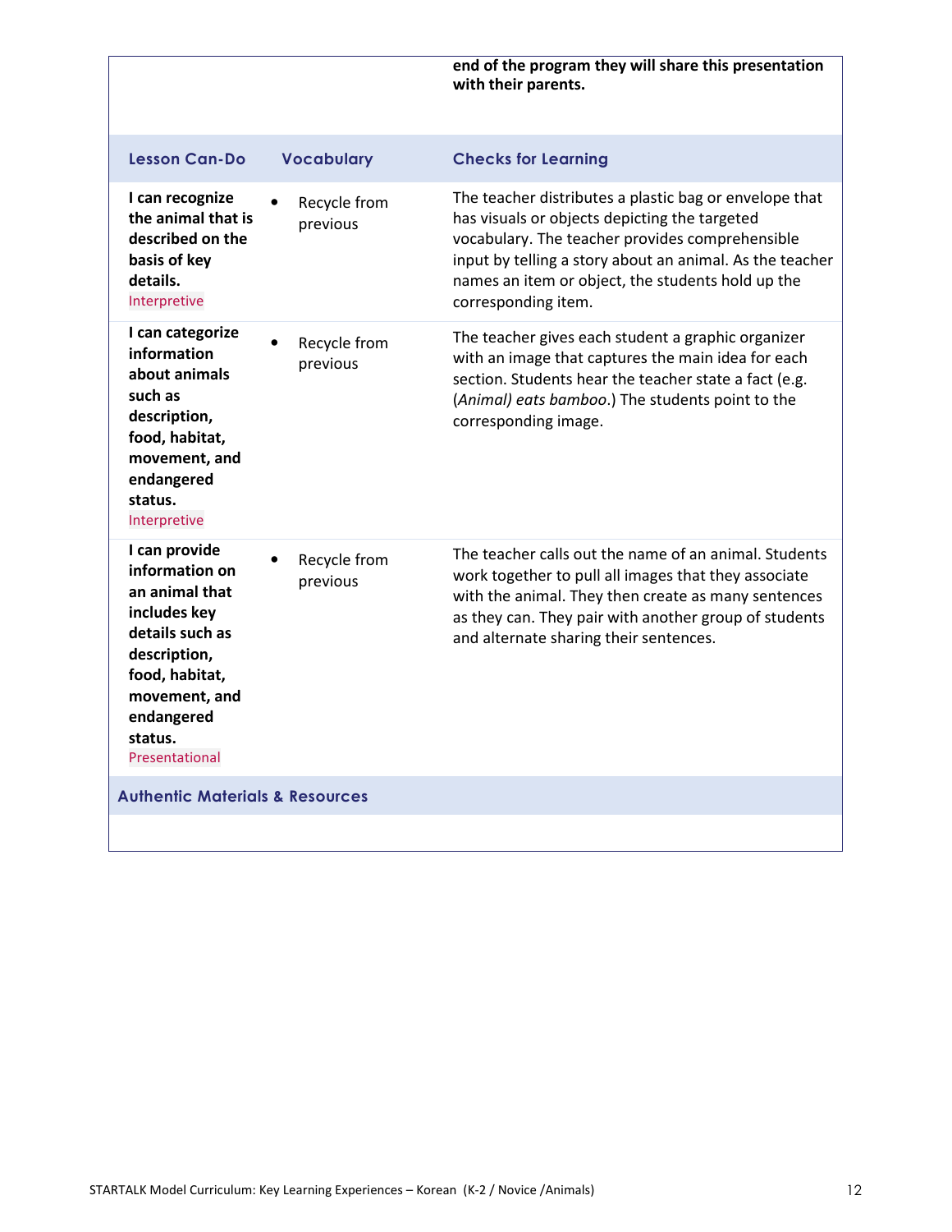**end of the program they will share this presentation with their parents.**

| Lesson Can-Do | Vocabulary | Checks for Learning |
|---|---|---|
| **I can recognize the animal that is described on the basis of key details.** Interpretive | • Recycle from previous | The teacher distributes a plastic bag or envelope that has visuals or objects depicting the targeted vocabulary. The teacher provides comprehensible input by telling a story about an animal. As the teacher names an item or object, the students hold up the corresponding item. |
| **I can categorize information about animals such as description, food, habitat, movement, and endangered status.** Interpretive | • Recycle from previous | The teacher gives each student a graphic organizer with an image that captures the main idea for each section. Students hear the teacher state a fact (e.g. (*Animal) eats bamboo*.) The students point to the corresponding image. |
| **I can provide information on an animal that includes key details such as description, food, habitat, movement, and endangered status.** Presentational | • Recycle from previous | The teacher calls out the name of an animal. Students work together to pull all images that they associate with the animal. They then create as many sentences as they can. They pair with another group of students and alternate sharing their sentences. |

**Authentic Materials & Resources**